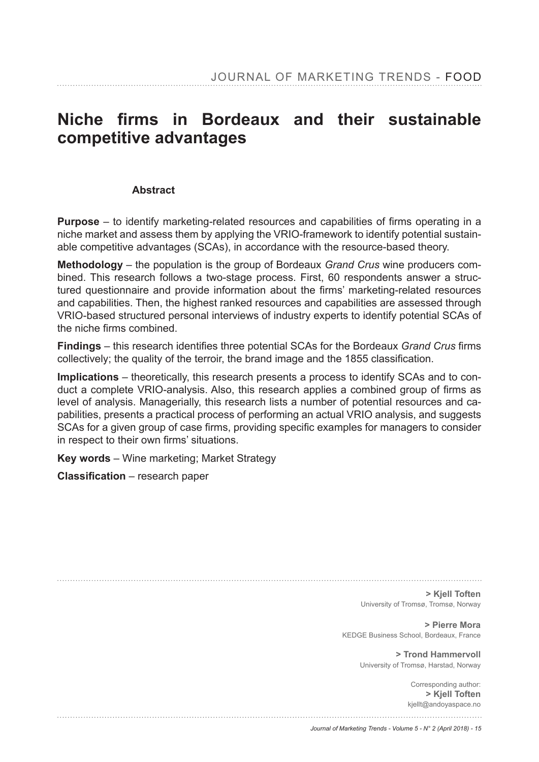# Niche firms in Bordeaux and their sustainable competitive advantages

### Abstract

**Purpose** – to identify marketing-related resources and capabilities of firms operating in a niche market and assess them by applying the VRIO-framework to identify potential sustainable competitive advantages (SCAs), in accordance with the resource-based theory.

**Methodology** – the population is the group of Bordeaux *Grand Crus* wine producers combined. This research follows a two-stage process. First, 60 respondents answer a structured questionnaire and provide information about the firms' marketing-related resources and capabilities. Then, the highest ranked resources and capabilities are assessed through VRIO-based structured personal interviews of industry experts to identify potential SCAs of the niche firms combined.

**Findings** – this research identifies three potential SCAs for the Bordeaux *Grand Crus* firms collectively; the quality of the terroir, the brand image and the 1855 classification.

**Implications** – theoretically, this research presents a process to identify SCAs and to conduct a complete VRIO-analysis. Also, this research applies a combined group of firms as level of analysis. Managerially, this research lists a number of potential resources and capabilities, presents a practical process of performing an actual VRIO analysis, and suggests SCAs for a given group of case firms, providing specific examples for managers to consider in respect to their own firms' situations.

**Key words** – Wine marketing; Market Strategy

**Classification** – research paper

---

**> Kjell Toften**
University of Tromsø, Tromsø, Norway

**> Pierre Mora**
KEDGE Business School, Bordeaux, France

**> Trond Hammervoll**
University of Tromsø, Harstad, Norway

Corresponding author:
**> Kjell Toften**
kjellt@andoyaspace.no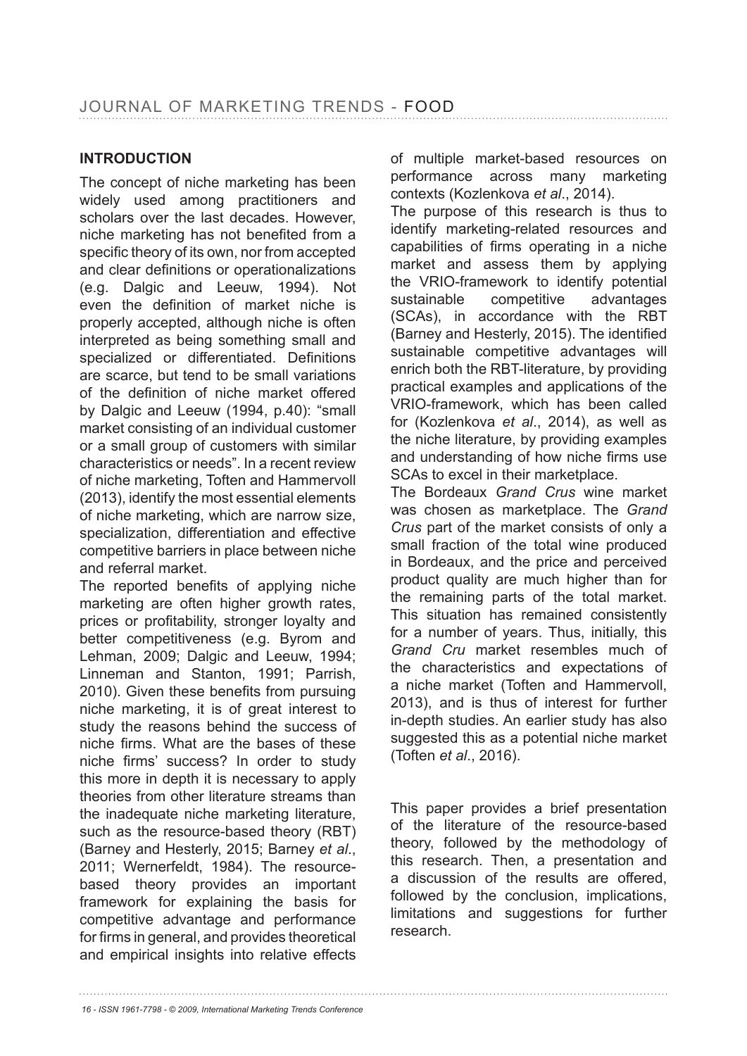## INTRODUCTION

The concept of niche marketing has been widely used among practitioners and scholars over the last decades. However, niche marketing has not benefited from a specific theory of its own, nor from accepted and clear definitions or operationalizations (e.g. Dalgic and Leeuw, 1994). Not even the definition of market niche is properly accepted, although niche is often interpreted as being something small and specialized or differentiated. Definitions are scarce, but tend to be small variations of the definition of niche market offered by Dalgic and Leeuw (1994, p.40): "small market consisting of an individual customer or a small group of customers with similar characteristics or needs". In a recent review of niche marketing, Toften and Hammervoll (2013), identify the most essential elements of niche marketing, which are narrow size, specialization, differentiation and effective competitive barriers in place between niche and referral market.

The reported benefits of applying niche marketing are often higher growth rates, prices or profitability, stronger loyalty and better competitiveness (e.g. Byrom and Lehman, 2009; Dalgic and Leeuw, 1994; Linneman and Stanton, 1991; Parrish, 2010). Given these benefits from pursuing niche marketing, it is of great interest to study the reasons behind the success of niche firms. What are the bases of these niche firms' success? In order to study this more in depth it is necessary to apply theories from other literature streams than the inadequate niche marketing literature, such as the resource-based theory (RBT) (Barney and Hesterly, 2015; Barney *et al*., 2011; Wernerfeldt, 1984). The resource-based theory provides an important framework for explaining the basis for competitive advantage and performance for firms in general, and provides theoretical and empirical insights into relative effects of multiple market-based resources on performance across many marketing contexts (Kozlenkova *et al*., 2014).

The purpose of this research is thus to identify marketing-related resources and capabilities of firms operating in a niche market and assess them by applying the VRIO-framework to identify potential sustainable competitive advantages (SCAs), in accordance with the RBT (Barney and Hesterly, 2015). The identified sustainable competitive advantages will enrich both the RBT-literature, by providing practical examples and applications of the VRIO-framework, which has been called for (Kozlenkova *et al*., 2014), as well as the niche literature, by providing examples and understanding of how niche firms use SCAs to excel in their marketplace.

The Bordeaux *Grand Crus* wine market was chosen as marketplace. The *Grand Crus* part of the market consists of only a small fraction of the total wine produced in Bordeaux, and the price and perceived product quality are much higher than for the remaining parts of the total market. This situation has remained consistently for a number of years. Thus, initially, this *Grand Cru* market resembles much of the characteristics and expectations of a niche market (Toften and Hammervoll, 2013), and is thus of interest for further in-depth studies. An earlier study has also suggested this as a potential niche market (Toften *et al*., 2016).

This paper provides a brief presentation of the literature of the resource-based theory, followed by the methodology of this research. Then, a presentation and a discussion of the results are offered, followed by the conclusion, implications, limitations and suggestions for further research.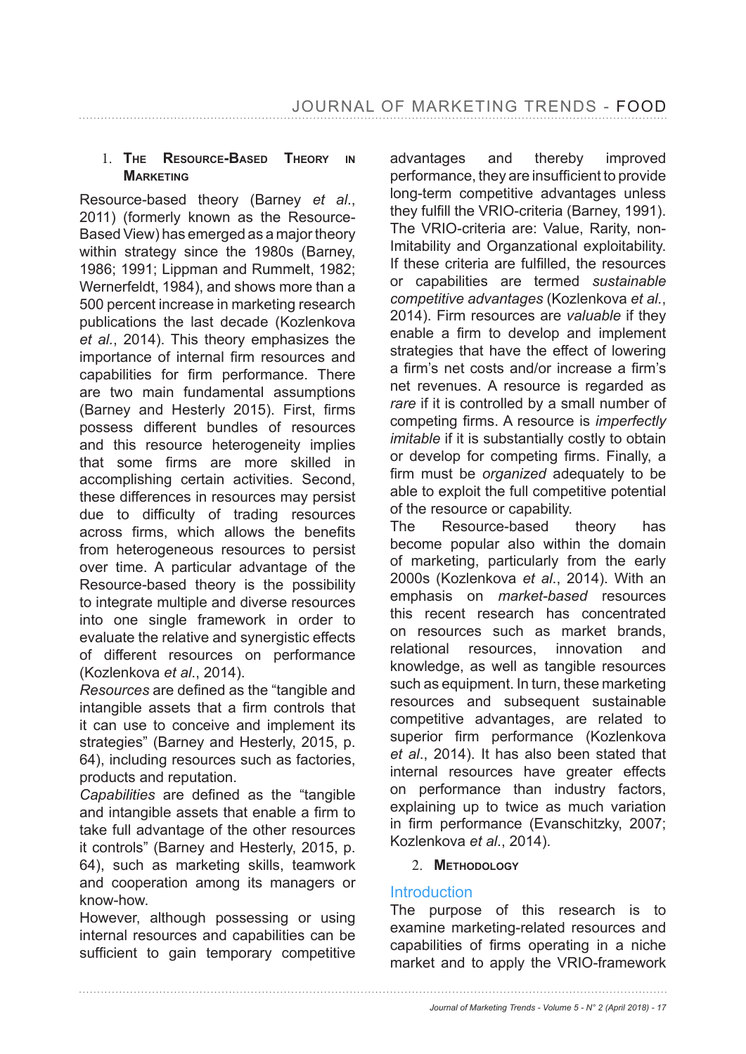## 1. The Resource-Based Theory in Marketing

Resource-based theory (Barney *et al.*, 2011) (formerly known as the Resource-Based View) has emerged as a major theory within strategy since the 1980s (Barney, 1986; 1991; Lippman and Rummelt, 1982; Wernerfeldt, 1984), and shows more than a 500 percent increase in marketing research publications the last decade (Kozlenkova *et al.*, 2014). This theory emphasizes the importance of internal firm resources and capabilities for firm performance. There are two main fundamental assumptions (Barney and Hesterly 2015). First, firms possess different bundles of resources and this resource heterogeneity implies that some firms are more skilled in accomplishing certain activities. Second, these differences in resources may persist due to difficulty of trading resources across firms, which allows the benefits from heterogeneous resources to persist over time. A particular advantage of the Resource-based theory is the possibility to integrate multiple and diverse resources into one single framework in order to evaluate the relative and synergistic effects of different resources on performance (Kozlenkova *et al.*, 2014).

*Resources* are defined as the "tangible and intangible assets that a firm controls that it can use to conceive and implement its strategies" (Barney and Hesterly, 2015, p. 64), including resources such as factories, products and reputation.

*Capabilities* are defined as the "tangible and intangible assets that enable a firm to take full advantage of the other resources it controls" (Barney and Hesterly, 2015, p. 64), such as marketing skills, teamwork and cooperation among its managers or know-how.

However, although possessing or using internal resources and capabilities can be sufficient to gain temporary competitive advantages and thereby improved performance, they are insufficient to provide long-term competitive advantages unless they fulfill the VRIO-criteria (Barney, 1991). The VRIO-criteria are: Value, Rarity, non-Imitability and Organzational exploitability. If these criteria are fulfilled, the resources or capabilities are termed *sustainable competitive advantages* (Kozlenkova *et al.*, 2014). Firm resources are *valuable* if they enable a firm to develop and implement strategies that have the effect of lowering a firm's net costs and/or increase a firm's net revenues. A resource is regarded as *rare* if it is controlled by a small number of competing firms. A resource is *imperfectly imitable* if it is substantially costly to obtain or develop for competing firms. Finally, a firm must be *organized* adequately to be able to exploit the full competitive potential of the resource or capability.

The Resource-based theory has become popular also within the domain of marketing, particularly from the early 2000s (Kozlenkova *et al.*, 2014). With an emphasis on *market-based* resources this recent research has concentrated on resources such as market brands, relational resources, innovation and knowledge, as well as tangible resources such as equipment. In turn, these marketing resources and subsequent sustainable competitive advantages, are related to superior firm performance (Kozlenkova *et al.*, 2014). It has also been stated that internal resources have greater effects on performance than industry factors, explaining up to twice as much variation in firm performance (Evanschitzky, 2007; Kozlenkova *et al.*, 2014).

## 2. Methodology

### Introduction

The purpose of this research is to examine marketing-related resources and capabilities of firms operating in a niche market and to apply the VRIO-framework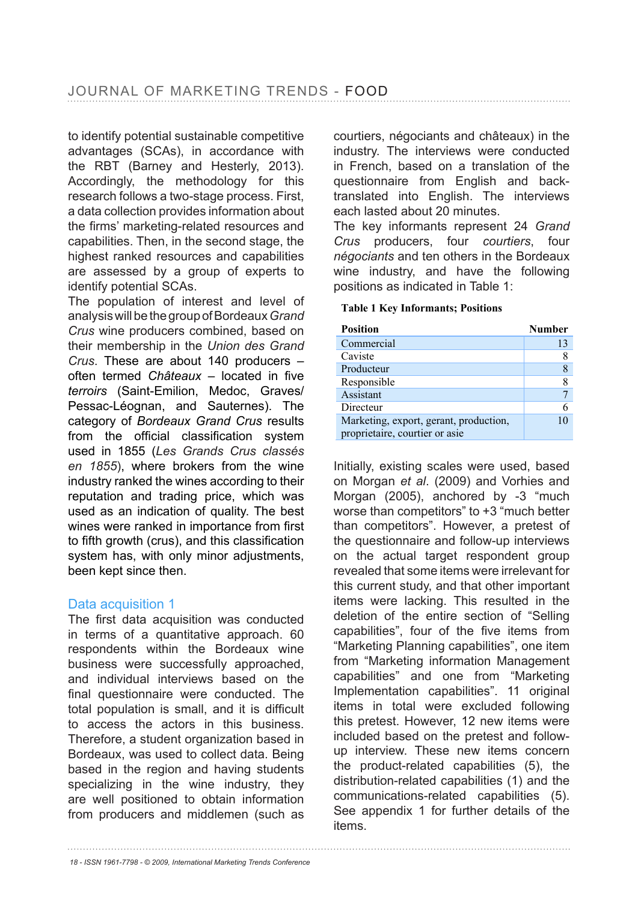to identify potential sustainable competitive advantages (SCAs), in accordance with the RBT (Barney and Hesterly, 2013). Accordingly, the methodology for this research follows a two-stage process. First, a data collection provides information about the firms' marketing-related resources and capabilities. Then, in the second stage, the highest ranked resources and capabilities are assessed by a group of experts to identify potential SCAs.

The population of interest and level of analysis will be the group of Bordeaux *Grand Crus* wine producers combined, based on their membership in the *Union des Grand Crus*. These are about 140 producers – often termed *Châteaux* – located in five *terroirs* (Saint-Emilion, Medoc, Graves/Pessac-Léognan, and Sauternes). The category of *Bordeaux Grand Crus* results from the official classification system used in 1855 (*Les Grands Crus classés en 1855*), where brokers from the wine industry ranked the wines according to their reputation and trading price, which was used as an indication of quality. The best wines were ranked in importance from first to fifth growth (crus), and this classification system has, with only minor adjustments, been kept since then.

## Data acquisition 1

The first data acquisition was conducted in terms of a quantitative approach. 60 respondents within the Bordeaux wine business were successfully approached, and individual interviews based on the final questionnaire were conducted. The total population is small, and it is difficult to access the actors in this business. Therefore, a student organization based in Bordeaux, was used to collect data. Being based in the region and having students specializing in the wine industry, they are well positioned to obtain information from producers and middlemen (such as courtiers, négociants and châteaux) in the industry. The interviews were conducted in French, based on a translation of the questionnaire from English and back-translated into English. The interviews each lasted about 20 minutes.

The key informants represent 24 *Grand Crus* producers, four *courtiers*, four *négociants* and ten others in the Bordeaux wine industry, and have the following positions as indicated in Table 1:

**Table 1 Key Informants; Positions**

| Position | Number |
|---|---|
| Commercial | 13 |
| Caviste | 8 |
| Producteur | 8 |
| Responsible | 8 |
| Assistant | 7 |
| Directeur | 6 |
| Marketing, export, gerant, production, proprietaire, courtier or asie | 10 |

Initially, existing scales were used, based on Morgan *et al*. (2009) and Vorhies and Morgan (2005), anchored by -3 "much worse than competitors" to +3 "much better than competitors". However, a pretest of the questionnaire and follow-up interviews on the actual target respondent group revealed that some items were irrelevant for this current study, and that other important items were lacking. This resulted in the deletion of the entire section of "Selling capabilities", four of the five items from "Marketing Planning capabilities", one item from "Marketing information Management capabilities" and one from "Marketing Implementation capabilities". 11 original items in total were excluded following this pretest. However, 12 new items were included based on the pretest and follow-up interview. These new items concern the product-related capabilities (5), the distribution-related capabilities (1) and the communications-related capabilities (5). See appendix 1 for further details of the items.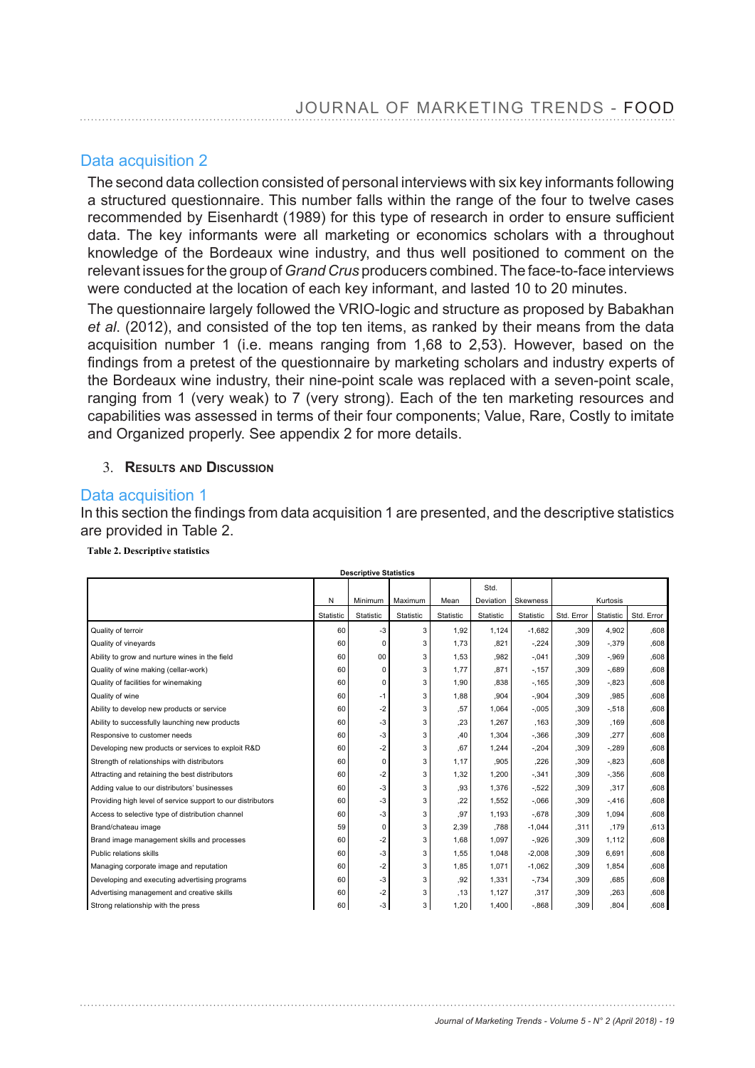## Data acquisition 2

The second data collection consisted of personal interviews with six key informants following a structured questionnaire. This number falls within the range of the four to twelve cases recommended by Eisenhardt (1989) for this type of research in order to ensure sufficient data. The key informants were all marketing or economics scholars with a throughout knowledge of the Bordeaux wine industry, and thus well positioned to comment on the relevant issues for the group of *Grand Crus* producers combined. The face-to-face interviews were conducted at the location of each key informant, and lasted 10 to 20 minutes.

The questionnaire largely followed the VRIO-logic and structure as proposed by Babakhan *et al*. (2012), and consisted of the top ten items, as ranked by their means from the data acquisition number 1 (i.e. means ranging from 1,68 to 2,53). However, based on the findings from a pretest of the questionnaire by marketing scholars and industry experts of the Bordeaux wine industry, their nine-point scale was replaced with a seven-point scale, ranging from 1 (very weak) to 7 (very strong). Each of the ten marketing resources and capabilities was assessed in terms of their four components; Value, Rare, Costly to imitate and Organized properly. See appendix 2 for more details.

### 3. Results and Discussion

## Data acquisition 1

In this section the findings from data acquisition 1 are presented, and the descriptive statistics are provided in Table 2.

**Table 2. Descriptive statistics**

**Descriptive Statistics**

| | N | Minimum | Maximum | Mean | Std. Deviation | Skewness | | Kurtosis | |
|---|---|---|---|---|---|---|---|---|---|
| | Statistic | Statistic | Statistic | Statistic | Statistic | Statistic | Std. Error | Statistic | Std. Error |
| Quality of terroir | 60 | -3 | 3 | 1,92 | 1,124 | -1,682 | ,309 | 4,902 | ,608 |
| Quality of vineyards | 60 | 0 | 3 | 1,73 | ,821 | -,224 | ,309 | -,379 | ,608 |
| Ability to grow and nurture wines in the field | 60 | 00 | 3 | 1,53 | ,982 | -,041 | ,309 | -,969 | ,608 |
| Quality of wine making (cellar-work) | 60 | 0 | 3 | 1,77 | ,871 | -,157 | ,309 | -,689 | ,608 |
| Quality of facilities for winemaking | 60 | 0 | 3 | 1,90 | ,838 | -,165 | ,309 | -,823 | ,608 |
| Quality of wine | 60 | -1 | 3 | 1,88 | ,904 | -,904 | ,309 | ,985 | ,608 |
| Ability to develop new products or service | 60 | -2 | 3 | ,57 | 1,064 | -,005 | ,309 | -,518 | ,608 |
| Ability to successfully launching new products | 60 | -3 | 3 | ,23 | 1,267 | ,163 | ,309 | ,169 | ,608 |
| Responsive to customer needs | 60 | -3 | 3 | ,40 | 1,304 | -,366 | ,309 | ,277 | ,608 |
| Developing new products or services to exploit R&D | 60 | -2 | 3 | ,67 | 1,244 | -,204 | ,309 | -,289 | ,608 |
| Strength of relationships with distributors | 60 | 0 | 3 | 1,17 | ,905 | ,226 | ,309 | -,823 | ,608 |
| Attracting and retaining the best distributors | 60 | -2 | 3 | 1,32 | 1,200 | -,341 | ,309 | -,356 | ,608 |
| Adding value to our distributors' businesses | 60 | -3 | 3 | ,93 | 1,376 | -,522 | ,309 | ,317 | ,608 |
| Providing high level of service support to our distributors | 60 | -3 | 3 | ,22 | 1,552 | -,066 | ,309 | -,416 | ,608 |
| Access to selective type of distribution channel | 60 | -3 | 3 | ,97 | 1,193 | -,678 | ,309 | 1,094 | ,608 |
| Brand/chateau image | 59 | 0 | 3 | 2,39 | ,788 | -1,044 | ,311 | ,179 | ,613 |
| Brand image management skills and processes | 60 | -2 | 3 | 1,68 | 1,097 | -,926 | ,309 | 1,112 | ,608 |
| Public relations skills | 60 | -3 | 3 | 1,55 | 1,048 | -2,008 | ,309 | 6,691 | ,608 |
| Managing corporate image and reputation | 60 | -2 | 3 | 1,85 | 1,071 | -1,062 | ,309 | 1,854 | ,608 |
| Developing and executing advertising programs | 60 | -3 | 3 | ,92 | 1,331 | -,734 | ,309 | ,685 | ,608 |
| Advertising management and creative skills | 60 | -2 | 3 | ,13 | 1,127 | ,317 | ,309 | ,263 | ,608 |
| Strong relationship with the press | 60 | -3 | 3 | 1,20 | 1,400 | -,868 | ,309 | ,804 | ,608 |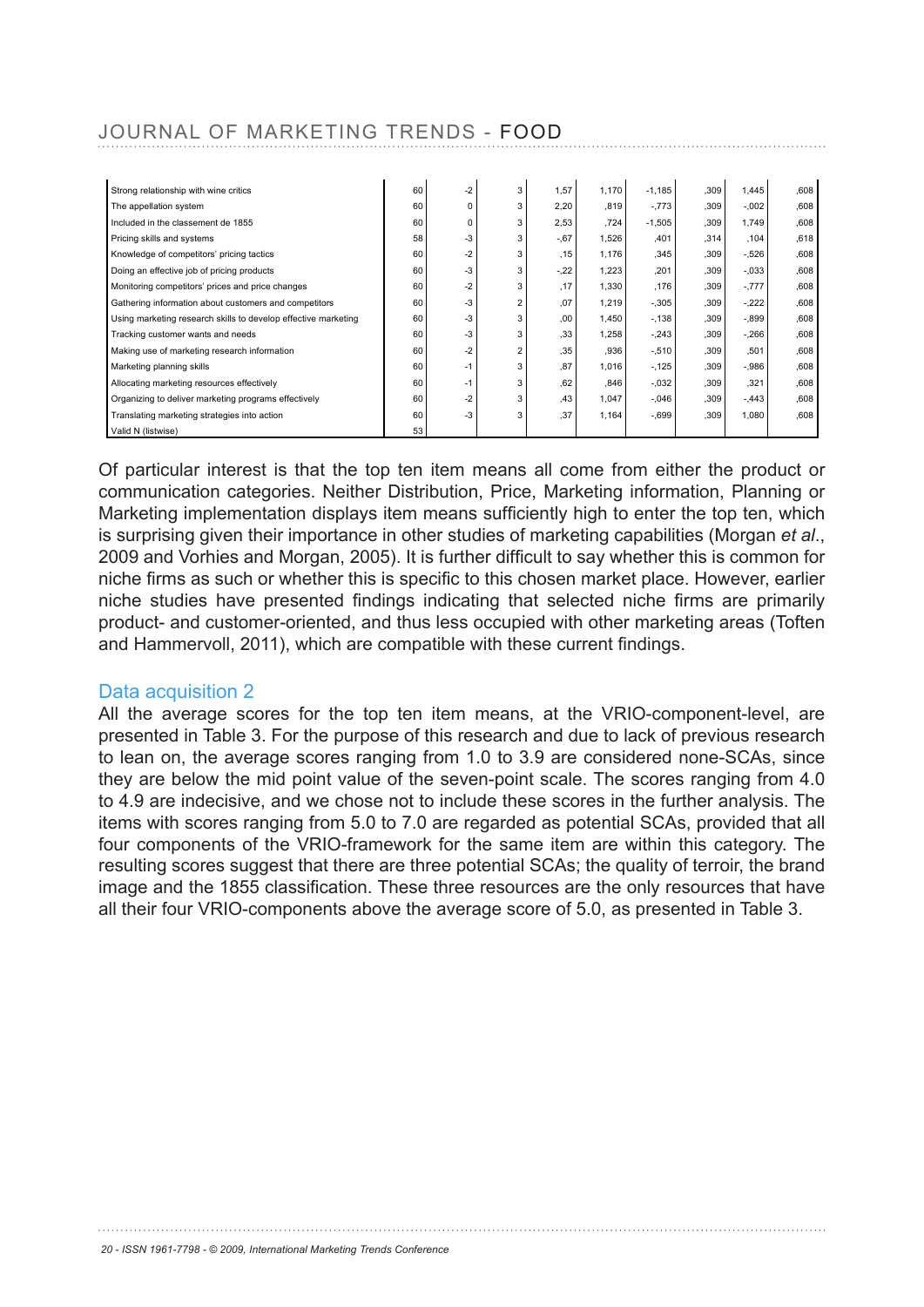| | | | | | | | | | |
|---|---|---|---|---|---|---|---|---|---|
| Strong relationship with wine critics | 60 | -2 | 3 | 1,57 | 1,170 | -1,185 | ,309 | 1,445 | ,608 |
| The appellation system | 60 | 0 | 3 | 2,20 | ,819 | -,773 | ,309 | -,002 | ,608 |
| Included in the classement de 1855 | 60 | 0 | 3 | 2,53 | ,724 | -1,505 | ,309 | 1,749 | ,608 |
| Pricing skills and systems | 58 | -3 | 3 | -,67 | 1,526 | ,401 | ,314 | ,104 | ,618 |
| Knowledge of competitors' pricing tactics | 60 | -2 | 3 | ,15 | 1,176 | ,345 | ,309 | -,526 | ,608 |
| Doing an effective job of pricing products | 60 | -3 | 3 | -,22 | 1,223 | ,201 | ,309 | -,033 | ,608 |
| Monitoring competitors' prices and price changes | 60 | -2 | 3 | ,17 | 1,330 | ,176 | ,309 | -,777 | ,608 |
| Gathering information about customers and competitors | 60 | -3 | 2 | ,07 | 1,219 | -,305 | ,309 | -,222 | ,608 |
| Using marketing research skills to develop effective marketing | 60 | -3 | 3 | ,00 | 1,450 | -,138 | ,309 | -,899 | ,608 |
| Tracking customer wants and needs | 60 | -3 | 3 | ,33 | 1,258 | -,243 | ,309 | -,266 | ,608 |
| Making use of marketing research information | 60 | -2 | 2 | ,35 | ,936 | -,510 | ,309 | ,501 | ,608 |
| Marketing planning skills | 60 | -1 | 3 | ,87 | 1,016 | -,125 | ,309 | -,986 | ,608 |
| Allocating marketing resources effectively | 60 | -1 | 3 | ,62 | ,846 | -,032 | ,309 | ,321 | ,608 |
| Organizing to deliver marketing programs effectively | 60 | -2 | 3 | ,43 | 1,047 | -,046 | ,309 | -,443 | ,608 |
| Translating marketing strategies into action | 60 | -3 | 3 | ,37 | 1,164 | -,699 | ,309 | 1,080 | ,608 |
| Valid N (listwise) | 53 | | | | | | | | |

Of particular interest is that the top ten item means all come from either the product or communication categories. Neither Distribution, Price, Marketing information, Planning or Marketing implementation displays item means sufficiently high to enter the top ten, which is surprising given their importance in other studies of marketing capabilities (Morgan *et al*., 2009 and Vorhies and Morgan, 2005). It is further difficult to say whether this is common for niche firms as such or whether this is specific to this chosen market place. However, earlier niche studies have presented findings indicating that selected niche firms are primarily product- and customer-oriented, and thus less occupied with other marketing areas (Toften and Hammervoll, 2011), which are compatible with these current findings.

## Data acquisition 2

All the average scores for the top ten item means, at the VRIO-component-level, are presented in Table 3. For the purpose of this research and due to lack of previous research to lean on, the average scores ranging from 1.0 to 3.9 are considered none-SCAs, since they are below the mid point value of the seven-point scale. The scores ranging from 4.0 to 4.9 are indecisive, and we chose not to include these scores in the further analysis. The items with scores ranging from 5.0 to 7.0 are regarded as potential SCAs, provided that all four components of the VRIO-framework for the same item are within this category. The resulting scores suggest that there are three potential SCAs; the quality of terroir, the brand image and the 1855 classification. These three resources are the only resources that have all their four VRIO-components above the average score of 5.0, as presented in Table 3.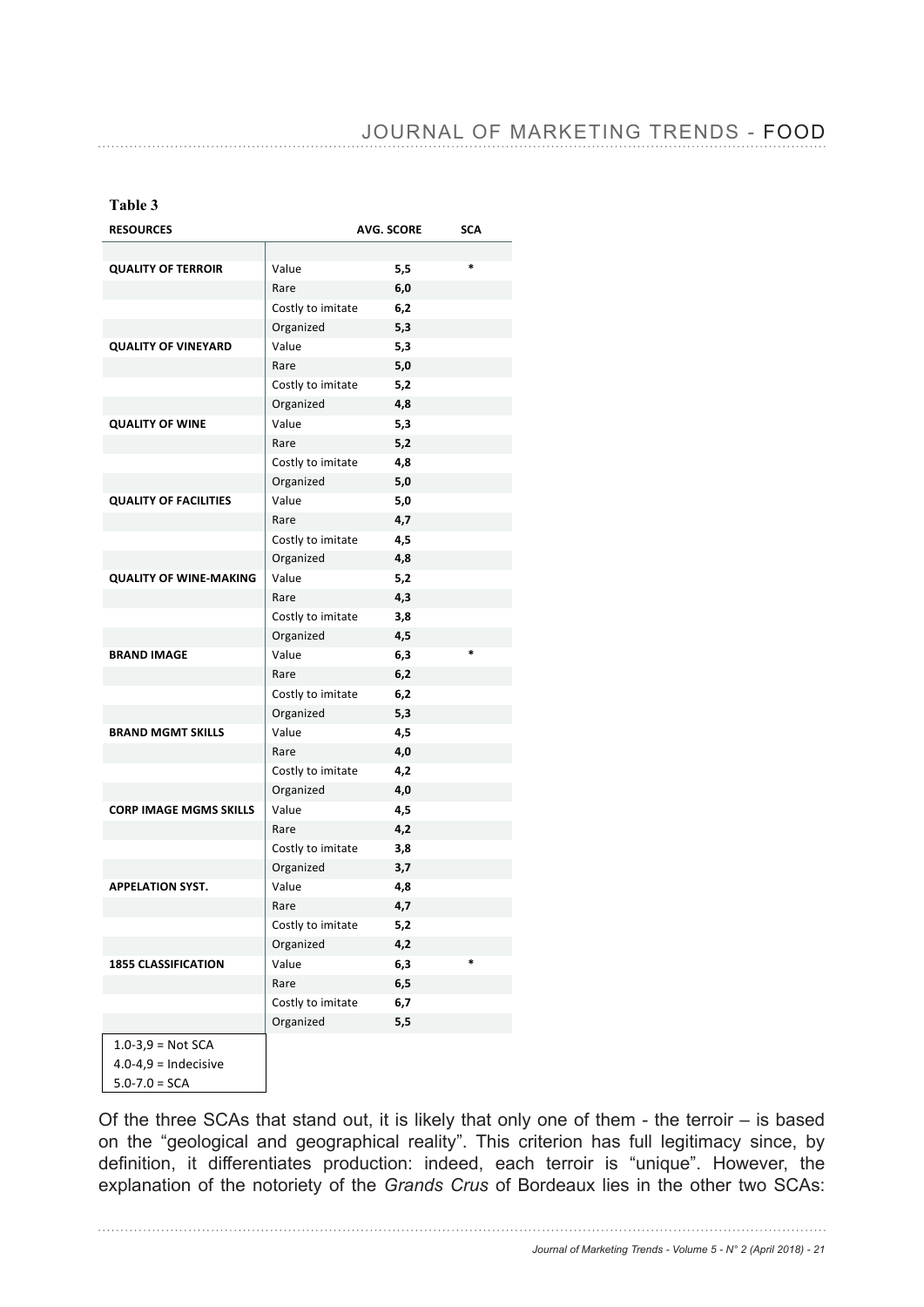**Table 3**

| RESOURCES | | AVG. SCORE | SCA |
|---|---|---|---|
| QUALITY OF TERROIR | Value | 5,5 | * |
| | Rare | 6,0 | |
| | Costly to imitate | 6,2 | |
| | Organized | 5,3 | |
| QUALITY OF VINEYARD | Value | 5,3 | |
| | Rare | 5,0 | |
| | Costly to imitate | 5,2 | |
| | Organized | 4,8 | |
| QUALITY OF WINE | Value | 5,3 | |
| | Rare | 5,2 | |
| | Costly to imitate | 4,8 | |
| | Organized | 5,0 | |
| QUALITY OF FACILITIES | Value | 5,0 | |
| | Rare | 4,7 | |
| | Costly to imitate | 4,5 | |
| | Organized | 4,8 | |
| QUALITY OF WINE-MAKING | Value | 5,2 | |
| | Rare | 4,3 | |
| | Costly to imitate | 3,8 | |
| | Organized | 4,5 | |
| BRAND IMAGE | Value | 6,3 | * |
| | Rare | 6,2 | |
| | Costly to imitate | 6,2 | |
| | Organized | 5,3 | |
| BRAND MGMT SKILLS | Value | 4,5 | |
| | Rare | 4,0 | |
| | Costly to imitate | 4,2 | |
| | Organized | 4,0 | |
| CORP IMAGE MGMS SKILLS | Value | 4,5 | |
| | Rare | 4,2 | |
| | Costly to imitate | 3,8 | |
| | Organized | 3,7 | |
| APPELATION SYST. | Value | 4,8 | |
| | Rare | 4,7 | |
| | Costly to imitate | 5,2 | |
| | Organized | 4,2 | |
| 1855 CLASSIFICATION | Value | 6,3 | * |
| | Rare | 6,5 | |
| | Costly to imitate | 6,7 | |
| | Organized | 5,5 | |

1.0-3,9 = Not SCA
4.0-4,9 = Indecisive
5.0-7.0 = SCA

Of the three SCAs that stand out, it is likely that only one of them - the terroir – is based on the "geological and geographical reality". This criterion has full legitimacy since, by definition, it differentiates production: indeed, each terroir is "unique". However, the explanation of the notoriety of the *Grands Crus* of Bordeaux lies in the other two SCAs: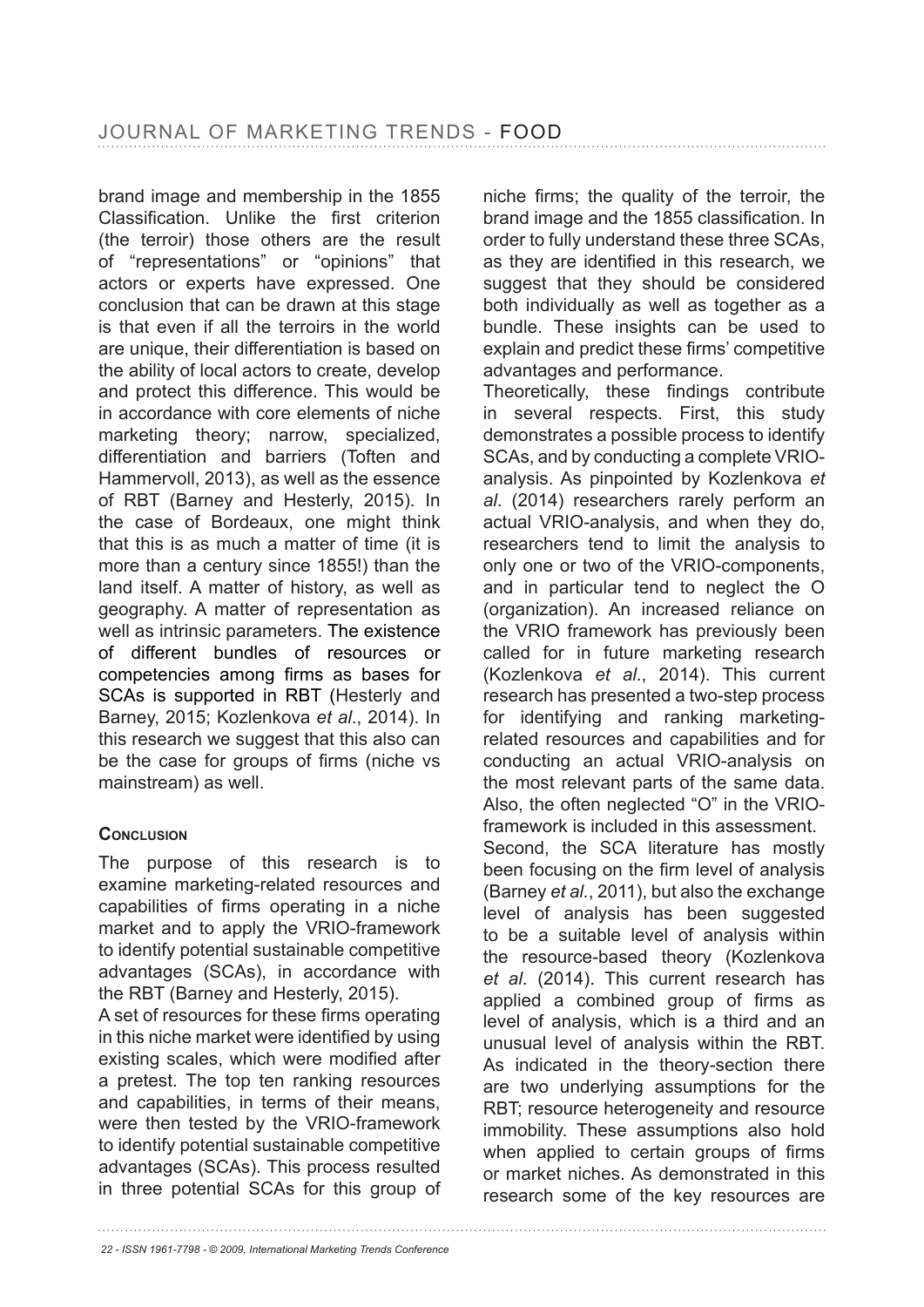brand image and membership in the 1855 Classification. Unlike the first criterion (the terroir) those others are the result of "representations" or "opinions" that actors or experts have expressed. One conclusion that can be drawn at this stage is that even if all the terroirs in the world are unique, their differentiation is based on the ability of local actors to create, develop and protect this difference. This would be in accordance with core elements of niche marketing theory; narrow, specialized, differentiation and barriers (Toften and Hammervoll, 2013), as well as the essence of RBT (Barney and Hesterly, 2015). In the case of Bordeaux, one might think that this is as much a matter of time (it is more than a century since 1855!) than the land itself. A matter of history, as well as geography. A matter of representation as well as intrinsic parameters. The existence of different bundles of resources or competencies among firms as bases for SCAs is supported in RBT (Hesterly and Barney, 2015; Kozlenkova *et al*., 2014). In this research we suggest that this also can be the case for groups of firms (niche vs mainstream) as well.

## Conclusion

The purpose of this research is to examine marketing-related resources and capabilities of firms operating in a niche market and to apply the VRIO-framework to identify potential sustainable competitive advantages (SCAs), in accordance with the RBT (Barney and Hesterly, 2015).

A set of resources for these firms operating in this niche market were identified by using existing scales, which were modified after a pretest. The top ten ranking resources and capabilities, in terms of their means, were then tested by the VRIO-framework to identify potential sustainable competitive advantages (SCAs). This process resulted in three potential SCAs for this group of niche firms; the quality of the terroir, the brand image and the 1855 classification. In order to fully understand these three SCAs, as they are identified in this research, we suggest that they should be considered both individually as well as together as a bundle. These insights can be used to explain and predict these firms' competitive advantages and performance.

Theoretically, these findings contribute in several respects. First, this study demonstrates a possible process to identify SCAs, and by conducting a complete VRIO-analysis. As pinpointed by Kozlenkova *et al*. (2014) researchers rarely perform an actual VRIO-analysis, and when they do, researchers tend to limit the analysis to only one or two of the VRIO-components, and in particular tend to neglect the O (organization). An increased reliance on the VRIO framework has previously been called for in future marketing research (Kozlenkova *et al*., 2014). This current research has presented a two-step process for identifying and ranking marketing-related resources and capabilities and for conducting an actual VRIO-analysis on the most relevant parts of the same data. Also, the often neglected "O" in the VRIO-framework is included in this assessment.

Second, the SCA literature has mostly been focusing on the firm level of analysis (Barney *et al.*, 2011), but also the exchange level of analysis has been suggested to be a suitable level of analysis within the resource-based theory (Kozlenkova *et al*. (2014). This current research has applied a combined group of firms as level of analysis, which is a third and an unusual level of analysis within the RBT. As indicated in the theory-section there are two underlying assumptions for the RBT; resource heterogeneity and resource immobility. These assumptions also hold when applied to certain groups of firms or market niches. As demonstrated in this research some of the key resources are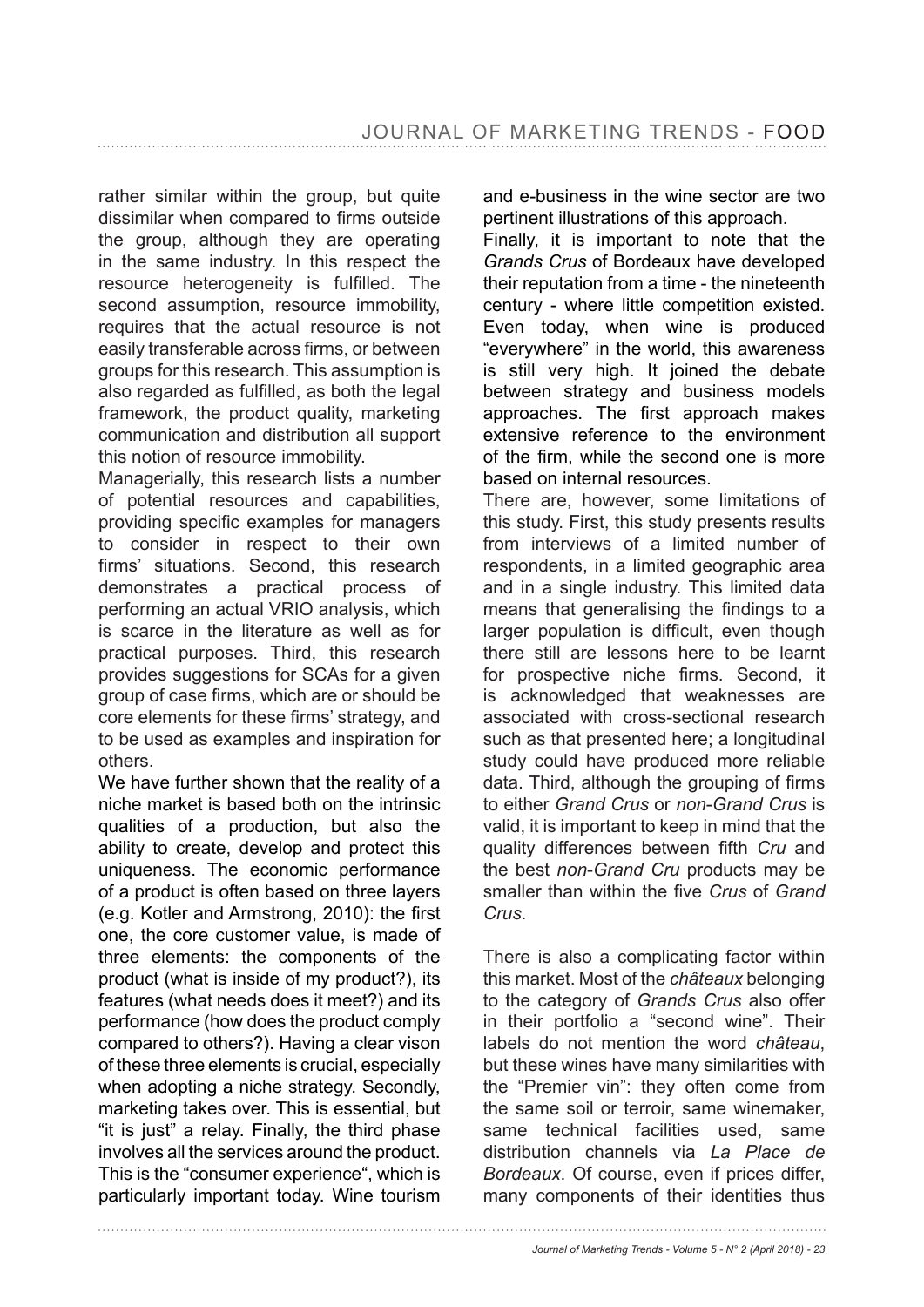rather similar within the group, but quite dissimilar when compared to firms outside the group, although they are operating in the same industry. In this respect the resource heterogeneity is fulfilled. The second assumption, resource immobility, requires that the actual resource is not easily transferable across firms, or between groups for this research. This assumption is also regarded as fulfilled, as both the legal framework, the product quality, marketing communication and distribution all support this notion of resource immobility.

Managerially, this research lists a number of potential resources and capabilities, providing specific examples for managers to consider in respect to their own firms' situations. Second, this research demonstrates a practical process of performing an actual VRIO analysis, which is scarce in the literature as well as for practical purposes. Third, this research provides suggestions for SCAs for a given group of case firms, which are or should be core elements for these firms' strategy, and to be used as examples and inspiration for others.

We have further shown that the reality of a niche market is based both on the intrinsic qualities of a production, but also the ability to create, develop and protect this uniqueness. The economic performance of a product is often based on three layers (e.g. Kotler and Armstrong, 2010): the first one, the core customer value, is made of three elements: the components of the product (what is inside of my product?), its features (what needs does it meet?) and its performance (how does the product comply compared to others?). Having a clear vison of these three elements is crucial, especially when adopting a niche strategy. Secondly, marketing takes over. This is essential, but "it is just" a relay. Finally, the third phase involves all the services around the product. This is the "consumer experience", which is particularly important today. Wine tourism and e-business in the wine sector are two pertinent illustrations of this approach.

Finally, it is important to note that the *Grands Crus* of Bordeaux have developed their reputation from a time - the nineteenth century - where little competition existed. Even today, when wine is produced "everywhere" in the world, this awareness is still very high. It joined the debate between strategy and business models approaches. The first approach makes extensive reference to the environment of the firm, while the second one is more based on internal resources.

There are, however, some limitations of this study. First, this study presents results from interviews of a limited number of respondents, in a limited geographic area and in a single industry. This limited data means that generalising the findings to a larger population is difficult, even though there still are lessons here to be learnt for prospective niche firms. Second, it is acknowledged that weaknesses are associated with cross-sectional research such as that presented here; a longitudinal study could have produced more reliable data. Third, although the grouping of firms to either *Grand Crus* or *non-Grand Crus* is valid, it is important to keep in mind that the quality differences between fifth *Cru* and the best *non-Grand Cru* products may be smaller than within the five *Crus* of *Grand Crus*.

There is also a complicating factor within this market. Most of the *châteaux* belonging to the category of *Grands Crus* also offer in their portfolio a "second wine". Their labels do not mention the word *château*, but these wines have many similarities with the "Premier vin": they often come from the same soil or terroir, same winemaker, same technical facilities used, same distribution channels via *La Place de Bordeaux*. Of course, even if prices differ, many components of their identities thus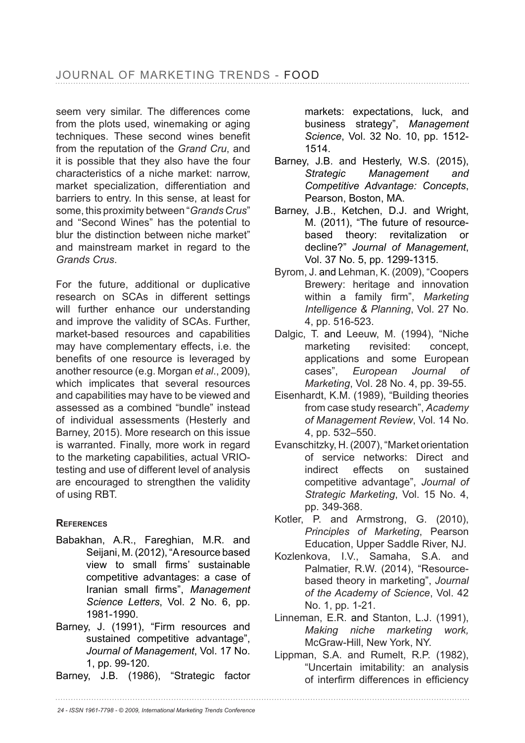seem very similar. The differences come from the plots used, winemaking or aging techniques. These second wines benefit from the reputation of the *Grand Cru*, and it is possible that they also have the four characteristics of a niche market: narrow, market specialization, differentiation and barriers to entry. In this sense, at least for some, this proximity between "*Grands Crus*" and "Second Wines" has the potential to blur the distinction between niche market" and mainstream market in regard to the *Grands Crus*.

For the future, additional or duplicative research on SCAs in different settings will further enhance our understanding and improve the validity of SCAs. Further, market-based resources and capabilities may have complementary effects, i.e. the benefits of one resource is leveraged by another resource (e.g. Morgan *et al*., 2009), which implicates that several resources and capabilities may have to be viewed and assessed as a combined "bundle" instead of individual assessments (Hesterly and Barney, 2015). More research on this issue is warranted. Finally, more work in regard to the marketing capabilities, actual VRIO-testing and use of different level of analysis are encouraged to strengthen the validity of using RBT.

### References

Babakhan, A.R., Fareghian, M.R. and Seijani, M. (2012), "A resource based view to small firms' sustainable competitive advantages: a case of Iranian small firms", *Management Science Letters*, Vol. 2 No. 6, pp. 1981-1990.

Barney, J. (1991), "Firm resources and sustained competitive advantage", *Journal of Management*, Vol. 17 No. 1, pp. 99-120.

Barney, J.B. (1986), "Strategic factor markets: expectations, luck, and business strategy", *Management Science*, Vol. 32 No. 10, pp. 1512-1514.

Barney, J.B. and Hesterly, W.S. (2015), *Strategic Management and Competitive Advantage: Concepts*, Pearson, Boston, MA.

Barney, J.B., Ketchen, D.J. and Wright, M. (2011), "The future of resource-based theory: revitalization or decline?" *Journal of Management*, Vol. 37 No. 5, pp. 1299-1315.

Byrom, J. and Lehman, K. (2009), "Coopers Brewery: heritage and innovation within a family firm", *Marketing Intelligence & Planning*, Vol. 27 No. 4, pp. 516-523.

Dalgic, T. and Leeuw, M. (1994), "Niche marketing revisited: concept, applications and some European cases", *European Journal of Marketing*, Vol. 28 No. 4, pp. 39-55.

Eisenhardt, K.M. (1989), "Building theories from case study research", *Academy of Management Review*, Vol. 14 No. 4, pp. 532–550.

Evanschitzky, H. (2007), "Market orientation of service networks: Direct and indirect effects on sustained competitive advantage", *Journal of Strategic Marketing*, Vol. 15 No. 4, pp. 349-368.

Kotler, P. and Armstrong, G. (2010), *Principles of Marketing*, Pearson Education, Upper Saddle River, NJ.

Kozlenkova, I.V., Samaha, S.A. and Palmatier, R.W. (2014), "Resource-based theory in marketing", *Journal of the Academy of Science*, Vol. 42 No. 1, pp. 1-21.

Linneman, E.R. and Stanton, L.J. (1991), *Making niche marketing work,* McGraw-Hill, New York, NY.

Lippman, S.A. and Rumelt, R.P. (1982), "Uncertain imitability: an analysis of interfirm differences in efficiency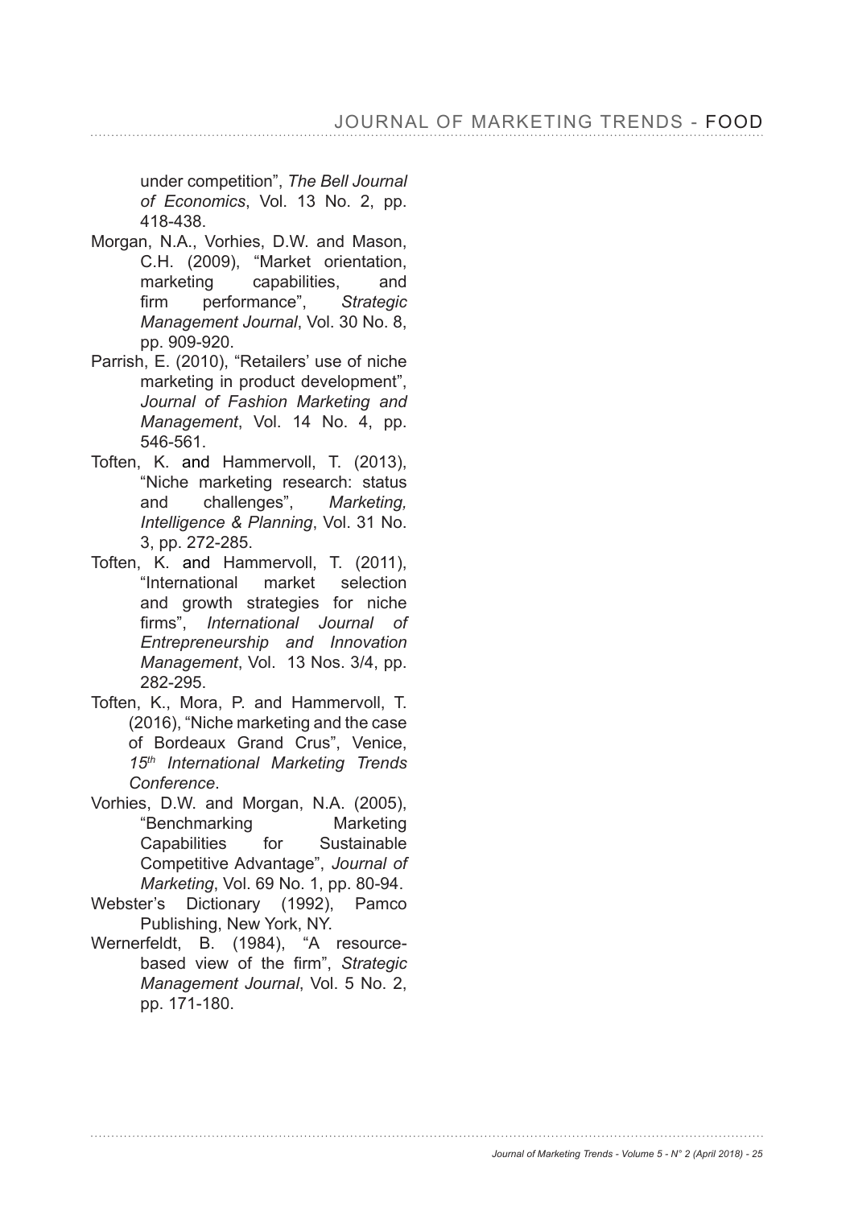under competition", *The Bell Journal of Economics*, Vol. 13 No. 2, pp. 418-438.

Morgan, N.A., Vorhies, D.W. and Mason, C.H. (2009), "Market orientation, marketing capabilities, and firm performance", *Strategic Management Journal*, Vol. 30 No. 8, pp. 909-920.

Parrish, E. (2010), "Retailers' use of niche marketing in product development", *Journal of Fashion Marketing and Management*, Vol. 14 No. 4, pp. 546-561.

Toften, K. and Hammervoll, T. (2013), "Niche marketing research: status and challenges", *Marketing, Intelligence & Planning*, Vol. 31 No. 3, pp. 272-285.

Toften, K. and Hammervoll, T. (2011), "International market selection and growth strategies for niche firms", *International Journal of Entrepreneurship and Innovation Management*, Vol. 13 Nos. 3/4, pp. 282-295.

Toften, K., Mora, P. and Hammervoll, T. (2016), "Niche marketing and the case of Bordeaux Grand Crus", Venice, *15th International Marketing Trends Conference*.

Vorhies, D.W. and Morgan, N.A. (2005), "Benchmarking Marketing Capabilities for Sustainable Competitive Advantage", *Journal of Marketing*, Vol. 69 No. 1, pp. 80-94.

Webster's Dictionary (1992), Pamco Publishing, New York, NY.

Wernerfeldt, B. (1984), "A resource-based view of the firm", *Strategic Management Journal*, Vol. 5 No. 2, pp. 171-180.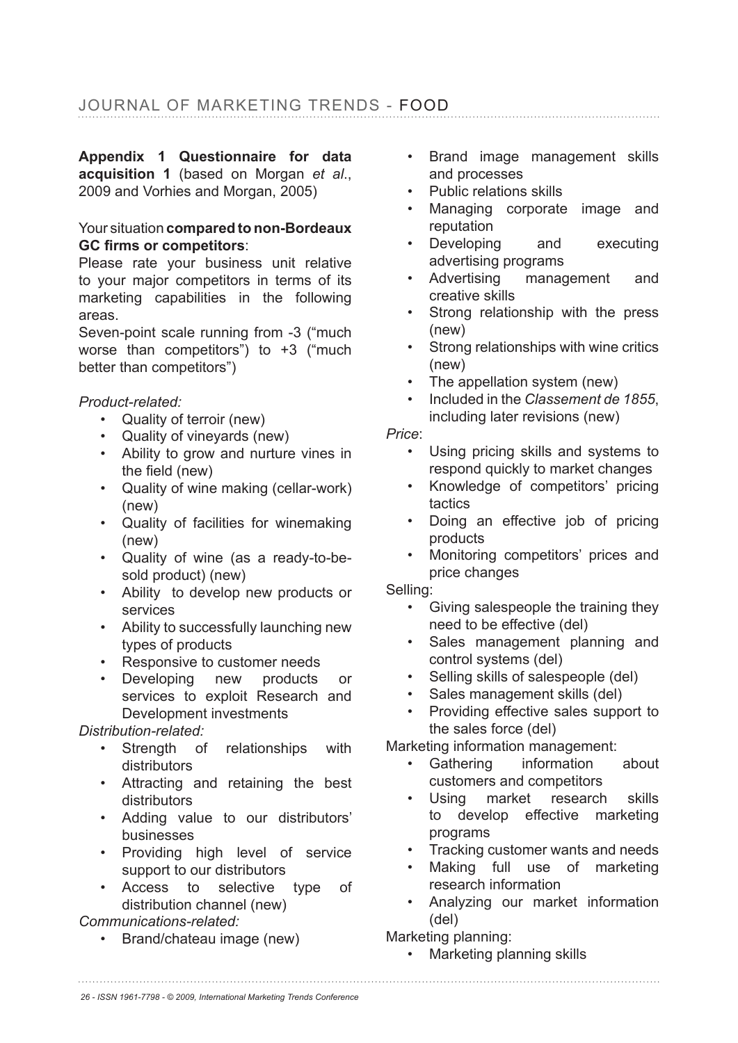**Appendix 1 Questionnaire for data acquisition 1** (based on Morgan *et al*., 2009 and Vorhies and Morgan, 2005)

Your situation **compared to non-Bordeaux GC firms or competitors**:

Please rate your business unit relative to your major competitors in terms of its marketing capabilities in the following areas.

Seven-point scale running from -3 ("much worse than competitors") to +3 ("much better than competitors")

*Product-related:*

- Quality of terroir (new)
- Quality of vineyards (new)
- Ability to grow and nurture vines in the field (new)
- Quality of wine making (cellar-work) (new)
- Quality of facilities for winemaking (new)
- Quality of wine (as a ready-to-be-sold product) (new)
- Ability to develop new products or services
- Ability to successfully launching new types of products
- Responsive to customer needs
- Developing new products or services to exploit Research and Development investments

*Distribution-related:*

- Strength of relationships with distributors
- Attracting and retaining the best distributors
- Adding value to our distributors' businesses
- Providing high level of service support to our distributors
- Access to selective type of distribution channel (new)

*Communications-related:*

- Brand/chateau image (new)
- Brand image management skills and processes
- Public relations skills
- Managing corporate image and reputation
- Developing and executing advertising programs
- Advertising management and creative skills
- Strong relationship with the press (new)
- Strong relationships with wine critics (new)
- The appellation system (new)
- Included in the *Classement de 1855*, including later revisions (new)

*Price*:

- Using pricing skills and systems to respond quickly to market changes
- Knowledge of competitors' pricing tactics
- Doing an effective job of pricing products
- Monitoring competitors' prices and price changes

Selling:

- Giving salespeople the training they need to be effective (del)
- Sales management planning and control systems (del)
- Selling skills of salespeople (del)
- Sales management skills (del)
- Providing effective sales support to the sales force (del)

Marketing information management:

- Gathering information about customers and competitors
- Using market research skills to develop effective marketing programs
- Tracking customer wants and needs
- Making full use of marketing research information
- Analyzing our market information (del)

Marketing planning:

- Marketing planning skills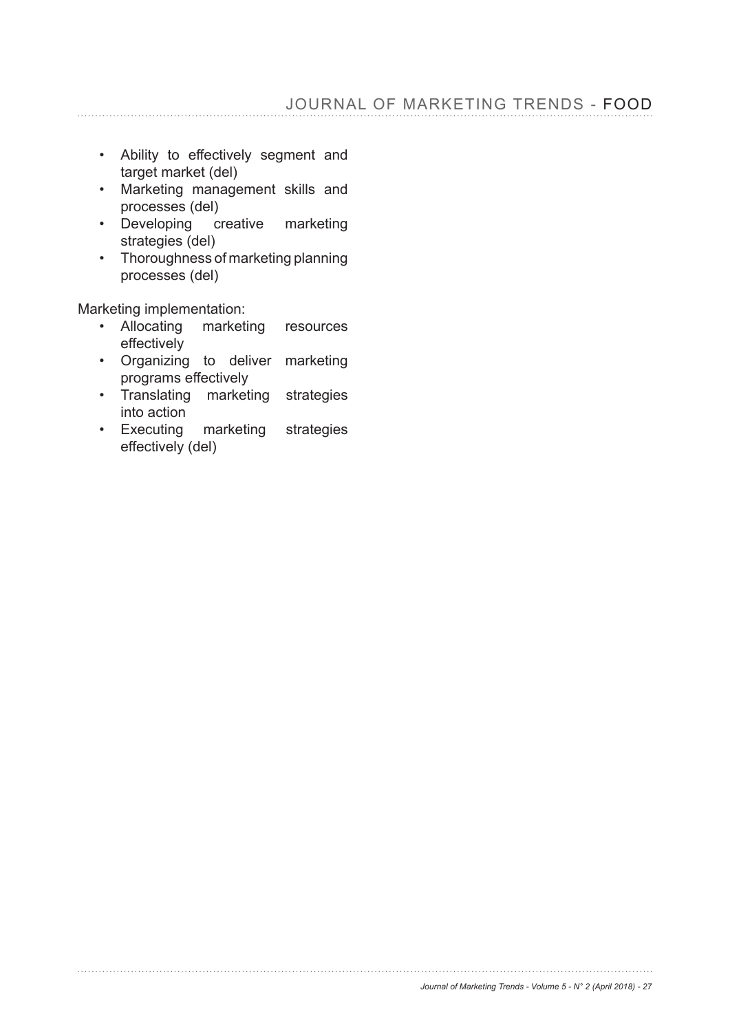- Ability to effectively segment and target market (del)
- Marketing management skills and processes (del)
- Developing creative marketing strategies (del)
- Thoroughness of marketing planning processes (del)

Marketing implementation:

- Allocating marketing resources effectively
- Organizing to deliver marketing programs effectively
- Translating marketing strategies into action
- Executing marketing strategies effectively (del)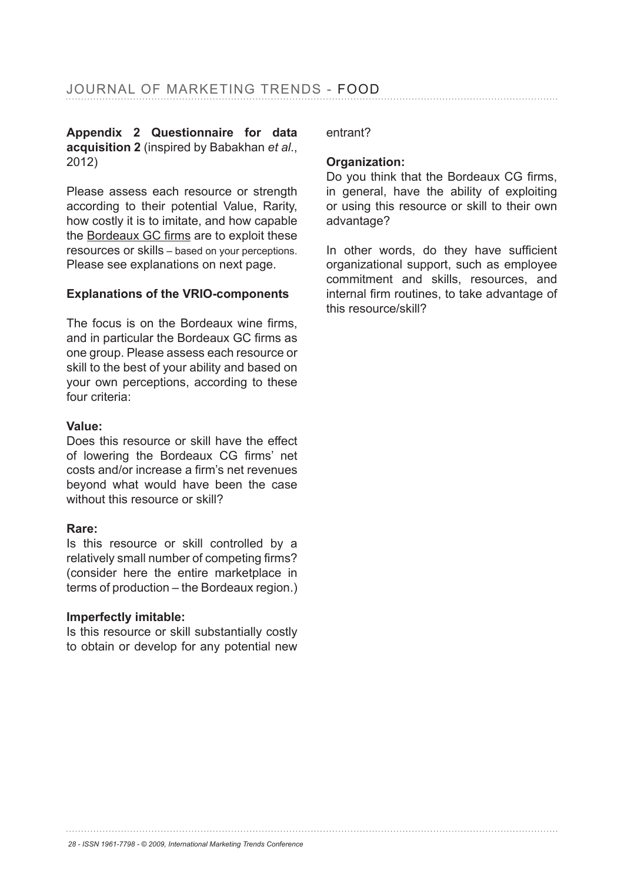**Appendix 2 Questionnaire for data acquisition 2** (inspired by Babakhan *et al*., 2012)

Please assess each resource or strength according to their potential Value, Rarity, how costly it is to imitate, and how capable the Bordeaux GC firms are to exploit these resources or skills – based on your perceptions. Please see explanations on next page.

**Explanations of the VRIO-components**

The focus is on the Bordeaux wine firms, and in particular the Bordeaux GC firms as one group. Please assess each resource or skill to the best of your ability and based on your own perceptions, according to these four criteria:

**Value:**
Does this resource or skill have the effect of lowering the Bordeaux CG firms' net costs and/or increase a firm's net revenues beyond what would have been the case without this resource or skill?

**Rare:**
Is this resource or skill controlled by a relatively small number of competing firms? (consider here the entire marketplace in terms of production – the Bordeaux region.)

**Imperfectly imitable:**
Is this resource or skill substantially costly to obtain or develop for any potential new entrant?

**Organization:**
Do you think that the Bordeaux CG firms, in general, have the ability of exploiting or using this resource or skill to their own advantage?

In other words, do they have sufficient organizational support, such as employee commitment and skills, resources, and internal firm routines, to take advantage of this resource/skill?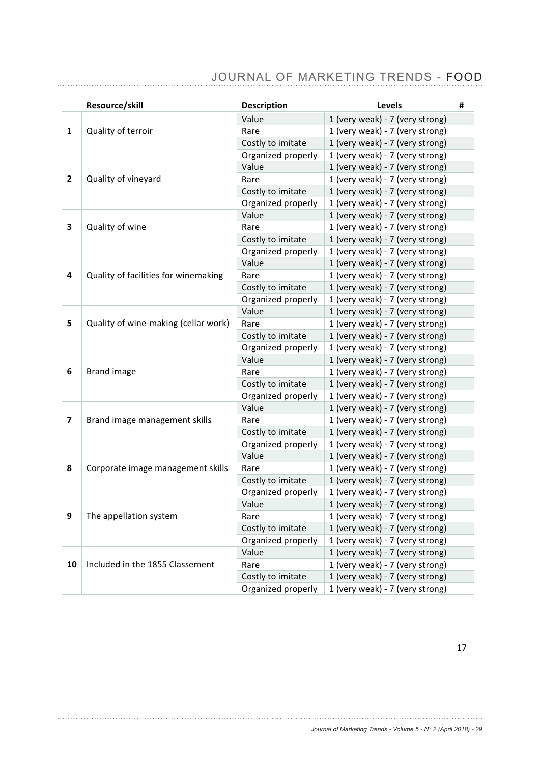| | Resource/skill | Description | Levels | # |
|---|---|---|---|---|
| **1** | Quality of terroir | Value | 1 (very weak) - 7 (very strong) | |
| | | Rare | 1 (very weak) - 7 (very strong) | |
| | | Costly to imitate | 1 (very weak) - 7 (very strong) | |
| | | Organized properly | 1 (very weak) - 7 (very strong) | |
| **2** | Quality of vineyard | Value | 1 (very weak) - 7 (very strong) | |
| | | Rare | 1 (very weak) - 7 (very strong) | |
| | | Costly to imitate | 1 (very weak) - 7 (very strong) | |
| | | Organized properly | 1 (very weak) - 7 (very strong) | |
| **3** | Quality of wine | Value | 1 (very weak) - 7 (very strong) | |
| | | Rare | 1 (very weak) - 7 (very strong) | |
| | | Costly to imitate | 1 (very weak) - 7 (very strong) | |
| | | Organized properly | 1 (very weak) - 7 (very strong) | |
| **4** | Quality of facilities for winemaking | Value | 1 (very weak) - 7 (very strong) | |
| | | Rare | 1 (very weak) - 7 (very strong) | |
| | | Costly to imitate | 1 (very weak) - 7 (very strong) | |
| | | Organized properly | 1 (very weak) - 7 (very strong) | |
| **5** | Quality of wine-making (cellar work) | Value | 1 (very weak) - 7 (very strong) | |
| | | Rare | 1 (very weak) - 7 (very strong) | |
| | | Costly to imitate | 1 (very weak) - 7 (very strong) | |
| | | Organized properly | 1 (very weak) - 7 (very strong) | |
| **6** | Brand image | Value | 1 (very weak) - 7 (very strong) | |
| | | Rare | 1 (very weak) - 7 (very strong) | |
| | | Costly to imitate | 1 (very weak) - 7 (very strong) | |
| | | Organized properly | 1 (very weak) - 7 (very strong) | |
| **7** | Brand image management skills | Value | 1 (very weak) - 7 (very strong) | |
| | | Rare | 1 (very weak) - 7 (very strong) | |
| | | Costly to imitate | 1 (very weak) - 7 (very strong) | |
| | | Organized properly | 1 (very weak) - 7 (very strong) | |
| **8** | Corporate image management skills | Value | 1 (very weak) - 7 (very strong) | |
| | | Rare | 1 (very weak) - 7 (very strong) | |
| | | Costly to imitate | 1 (very weak) - 7 (very strong) | |
| | | Organized properly | 1 (very weak) - 7 (very strong) | |
| **9** | The appellation system | Value | 1 (very weak) - 7 (very strong) | |
| | | Rare | 1 (very weak) - 7 (very strong) | |
| | | Costly to imitate | 1 (very weak) - 7 (very strong) | |
| | | Organized properly | 1 (very weak) - 7 (very strong) | |
| **10** | Included in the 1855 Classement | Value | 1 (very weak) - 7 (very strong) | |
| | | Rare | 1 (very weak) - 7 (very strong) | |
| | | Costly to imitate | 1 (very weak) - 7 (very strong) | |
| | | Organized properly | 1 (very weak) - 7 (very strong) | |

17